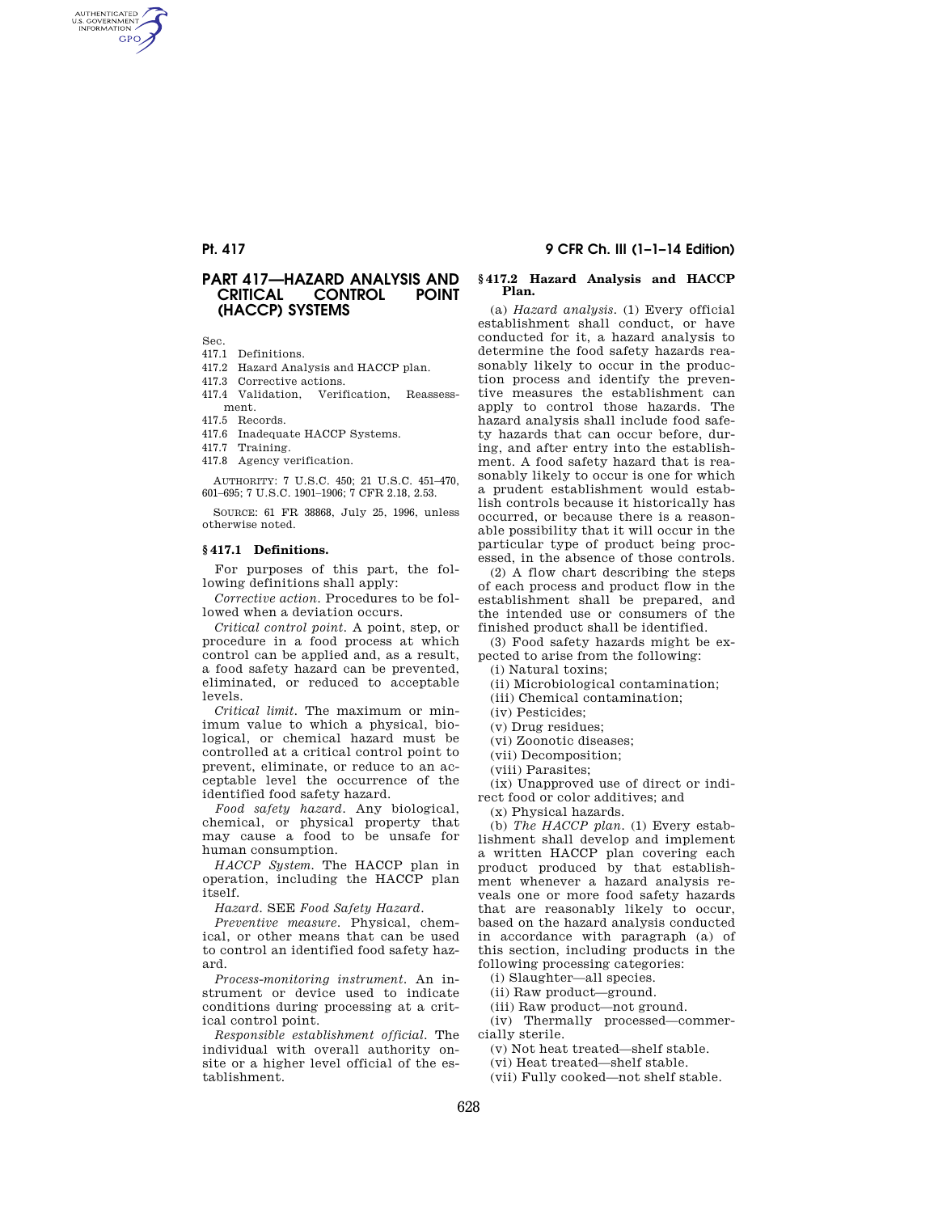# PART 417—HAZARD ANALYSIS AND CRITICAL CONTROL POINT (HACCP) SYSTEMS

Sec.
417.1 Definitions.
417.2 Hazard Analysis and HACCP plan.
417.3 Corrective actions.
417.4 Validation, Verification, Reassessment.
417.5 Records.
417.6 Inadequate HACCP Systems.
417.7 Training.
417.8 Agency verification.

AUTHORITY: 7 U.S.C. 450; 21 U.S.C. 451–470, 601–695; 7 U.S.C. 1901–1906; 7 CFR 2.18, 2.53.

SOURCE: 61 FR 38868, July 25, 1996, unless otherwise noted.

## § 417.1 Definitions.

For purposes of this part, the following definitions shall apply:

*Corrective action.* Procedures to be followed when a deviation occurs.

*Critical control point.* A point, step, or procedure in a food process at which control can be applied and, as a result, a food safety hazard can be prevented, eliminated, or reduced to acceptable levels.

*Critical limit.* The maximum or minimum value to which a physical, biological, or chemical hazard must be controlled at a critical control point to prevent, eliminate, or reduce to an acceptable level the occurrence of the identified food safety hazard.

*Food safety hazard.* Any biological, chemical, or physical property that may cause a food to be unsafe for human consumption.

*HACCP System.* The HACCP plan in operation, including the HACCP plan itself.

*Hazard.* SEE *Food Safety Hazard.*

*Preventive measure.* Physical, chemical, or other means that can be used to control an identified food safety hazard.

*Process-monitoring instrument.* An instrument or device used to indicate conditions during processing at a critical control point.

*Responsible establishment official.* The individual with overall authority onsite or a higher level official of the establishment.

## § 417.2 Hazard Analysis and HACCP Plan.

(a) *Hazard analysis.* (1) Every official establishment shall conduct, or have conducted for it, a hazard analysis to determine the food safety hazards reasonably likely to occur in the production process and identify the preventive measures the establishment can apply to control those hazards. The hazard analysis shall include food safety hazards that can occur before, during, and after entry into the establishment. A food safety hazard that is reasonably likely to occur is one for which a prudent establishment would establish controls because it historically has occurred, or because there is a reasonable possibility that it will occur in the particular type of product being processed, in the absence of those controls.

(2) A flow chart describing the steps of each process and product flow in the establishment shall be prepared, and the intended use or consumers of the finished product shall be identified.

(3) Food safety hazards might be expected to arise from the following:

(i) Natural toxins;

(ii) Microbiological contamination;

(iii) Chemical contamination;

(iv) Pesticides;

(v) Drug residues;

(vi) Zoonotic diseases;

(vii) Decomposition;

(viii) Parasites;

(ix) Unapproved use of direct or indirect food or color additives; and

(x) Physical hazards.

(b) *The HACCP plan.* (1) Every establishment shall develop and implement a written HACCP plan covering each product produced by that establishment whenever a hazard analysis reveals one or more food safety hazards that are reasonably likely to occur, based on the hazard analysis conducted in accordance with paragraph (a) of this section, including products in the following processing categories:

(i) Slaughter—all species.

(ii) Raw product—ground.

(iii) Raw product—not ground.

(iv) Thermally processed—commercially sterile.

(v) Not heat treated—shelf stable.

(vi) Heat treated—shelf stable.

(vii) Fully cooked—not shelf stable.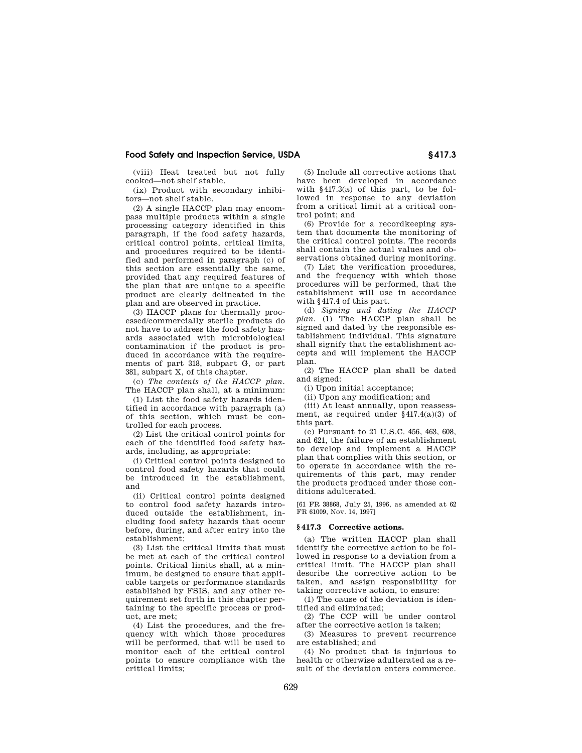(viii) Heat treated but not fully cooked—not shelf stable.

(ix) Product with secondary inhibitors—not shelf stable.

(2) A single HACCP plan may encompass multiple products within a single processing category identified in this paragraph, if the food safety hazards, critical control points, critical limits, and procedures required to be identified and performed in paragraph (c) of this section are essentially the same, provided that any required features of the plan that are unique to a specific product are clearly delineated in the plan and are observed in practice.

(3) HACCP plans for thermally processed/commercially sterile products do not have to address the food safety hazards associated with microbiological contamination if the product is produced in accordance with the requirements of part 318, subpart G, or part 381, subpart X, of this chapter.

(c) *The contents of the HACCP plan.* The HACCP plan shall, at a minimum:

(1) List the food safety hazards identified in accordance with paragraph (a) of this section, which must be controlled for each process.

(2) List the critical control points for each of the identified food safety hazards, including, as appropriate:

(i) Critical control points designed to control food safety hazards that could be introduced in the establishment, and

(ii) Critical control points designed to control food safety hazards introduced outside the establishment, including food safety hazards that occur before, during, and after entry into the establishment;

(3) List the critical limits that must be met at each of the critical control points. Critical limits shall, at a minimum, be designed to ensure that applicable targets or performance standards established by FSIS, and any other requirement set forth in this chapter pertaining to the specific process or product, are met;

(4) List the procedures, and the frequency with which those procedures will be performed, that will be used to monitor each of the critical control points to ensure compliance with the critical limits;

(5) Include all corrective actions that have been developed in accordance with §417.3(a) of this part, to be followed in response to any deviation from a critical limit at a critical control point; and

(6) Provide for a recordkeeping system that documents the monitoring of the critical control points. The records shall contain the actual values and observations obtained during monitoring.

(7) List the verification procedures, and the frequency with which those procedures will be performed, that the establishment will use in accordance with §417.4 of this part.

(d) *Signing and dating the HACCP plan.* (1) The HACCP plan shall be signed and dated by the responsible establishment individual. This signature shall signify that the establishment accepts and will implement the HACCP plan.

(2) The HACCP plan shall be dated and signed:

(i) Upon initial acceptance;

(ii) Upon any modification; and

(iii) At least annually, upon reassessment, as required under §417.4(a)(3) of this part.

(e) Pursuant to 21 U.S.C. 456, 463, 608, and 621, the failure of an establishment to develop and implement a HACCP plan that complies with this section, or to operate in accordance with the requirements of this part, may render the products produced under those conditions adulterated.

[61 FR 38868, July 25, 1996, as amended at 62 FR 61009, Nov. 14, 1997]

### §417.3 Corrective actions.

(a) The written HACCP plan shall identify the corrective action to be followed in response to a deviation from a critical limit. The HACCP plan shall describe the corrective action to be taken, and assign responsibility for taking corrective action, to ensure:

(1) The cause of the deviation is identified and eliminated;

(2) The CCP will be under control after the corrective action is taken;

(3) Measures to prevent recurrence are established; and

(4) No product that is injurious to health or otherwise adulterated as a result of the deviation enters commerce.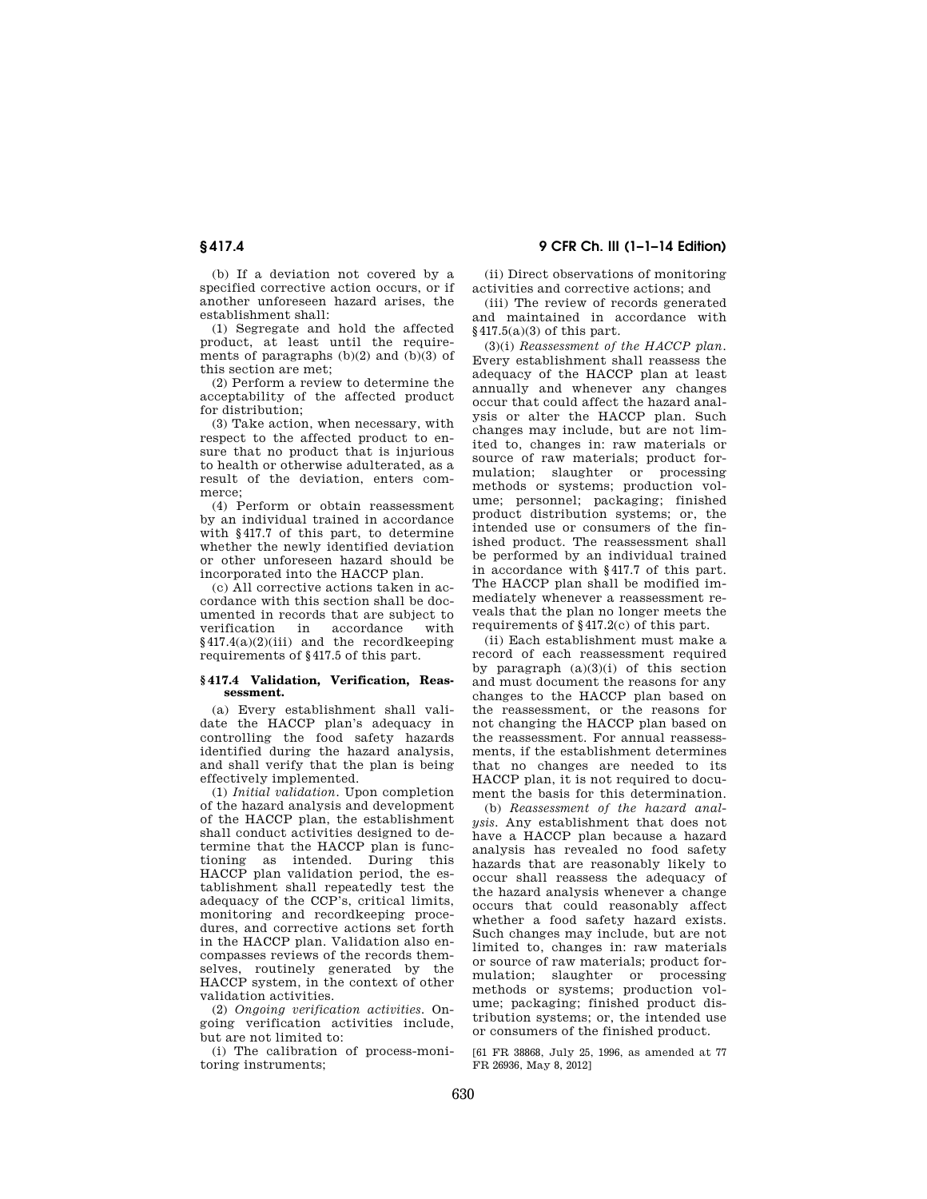(b) If a deviation not covered by a specified corrective action occurs, or if another unforeseen hazard arises, the establishment shall:

(1) Segregate and hold the affected product, at least until the requirements of paragraphs (b)(2) and (b)(3) of this section are met;

(2) Perform a review to determine the acceptability of the affected product for distribution;

(3) Take action, when necessary, with respect to the affected product to ensure that no product that is injurious to health or otherwise adulterated, as a result of the deviation, enters commerce;

(4) Perform or obtain reassessment by an individual trained in accordance with §417.7 of this part, to determine whether the newly identified deviation or other unforeseen hazard should be incorporated into the HACCP plan.

(c) All corrective actions taken in accordance with this section shall be documented in records that are subject to verification in accordance with §417.4(a)(2)(iii) and the recordkeeping requirements of §417.5 of this part.

### §417.4 Validation, Verification, Reassessment.

(a) Every establishment shall validate the HACCP plan's adequacy in controlling the food safety hazards identified during the hazard analysis, and shall verify that the plan is being effectively implemented.

(1) *Initial validation.* Upon completion of the hazard analysis and development of the HACCP plan, the establishment shall conduct activities designed to determine that the HACCP plan is functioning as intended. During this HACCP plan validation period, the establishment shall repeatedly test the adequacy of the CCP's, critical limits, monitoring and recordkeeping procedures, and corrective actions set forth in the HACCP plan. Validation also encompasses reviews of the records themselves, routinely generated by the HACCP system, in the context of other validation activities.

(2) *Ongoing verification activities.* Ongoing verification activities include, but are not limited to:

(i) The calibration of process-monitoring instruments;

(ii) Direct observations of monitoring activities and corrective actions; and

(iii) The review of records generated and maintained in accordance with §417.5(a)(3) of this part.

(3)(i) *Reassessment of the HACCP plan.* Every establishment shall reassess the adequacy of the HACCP plan at least annually and whenever any changes occur that could affect the hazard analysis or alter the HACCP plan. Such changes may include, but are not limited to, changes in: raw materials or source of raw materials; product formulation; slaughter or processing methods or systems; production volume; personnel; packaging; finished product distribution systems; or, the intended use or consumers of the finished product. The reassessment shall be performed by an individual trained in accordance with §417.7 of this part. The HACCP plan shall be modified immediately whenever a reassessment reveals that the plan no longer meets the requirements of §417.2(c) of this part.

(ii) Each establishment must make a record of each reassessment required by paragraph (a)(3)(i) of this section and must document the reasons for any changes to the HACCP plan based on the reassessment, or the reasons for not changing the HACCP plan based on the reassessment. For annual reassessments, if the establishment determines that no changes are needed to its HACCP plan, it is not required to document the basis for this determination.

(b) *Reassessment of the hazard analysis.* Any establishment that does not have a HACCP plan because a hazard analysis has revealed no food safety hazards that are reasonably likely to occur shall reassess the adequacy of the hazard analysis whenever a change occurs that could reasonably affect whether a food safety hazard exists. Such changes may include, but are not limited to, changes in: raw materials or source of raw materials; product formulation; slaughter or processing methods or systems; production volume; packaging; finished product distribution systems; or, the intended use or consumers of the finished product.

[61 FR 38868, July 25, 1996, as amended at 77 FR 26936, May 8, 2012]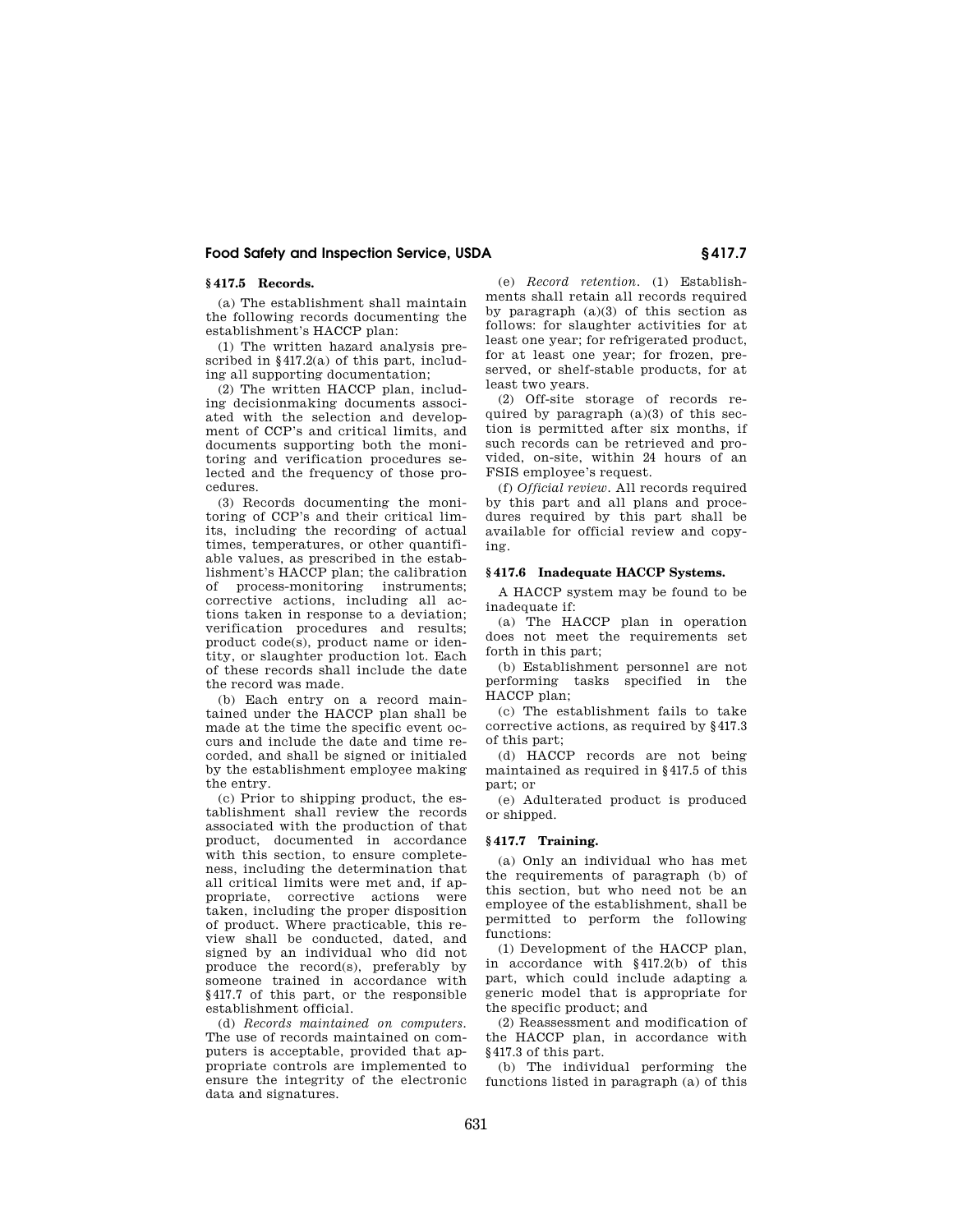### § 417.5 Records.

(a) The establishment shall maintain the following records documenting the establishment's HACCP plan:

(1) The written hazard analysis prescribed in § 417.2(a) of this part, including all supporting documentation;

(2) The written HACCP plan, including decisionmaking documents associated with the selection and development of CCP's and critical limits, and documents supporting both the monitoring and verification procedures selected and the frequency of those procedures.

(3) Records documenting the monitoring of CCP's and their critical limits, including the recording of actual times, temperatures, or other quantifiable values, as prescribed in the establishment's HACCP plan; the calibration of process-monitoring instruments; corrective actions, including all actions taken in response to a deviation; verification procedures and results; product code(s), product name or identity, or slaughter production lot. Each of these records shall include the date the record was made.

(b) Each entry on a record maintained under the HACCP plan shall be made at the time the specific event occurs and include the date and time recorded, and shall be signed or initialed by the establishment employee making the entry.

(c) Prior to shipping product, the establishment shall review the records associated with the production of that product, documented in accordance with this section, to ensure completeness, including the determination that all critical limits were met and, if appropriate, corrective actions were taken, including the proper disposition of product. Where practicable, this review shall be conducted, dated, and signed by an individual who did not produce the record(s), preferably by someone trained in accordance with § 417.7 of this part, or the responsible establishment official.

(d) *Records maintained on computers.* The use of records maintained on computers is acceptable, provided that appropriate controls are implemented to ensure the integrity of the electronic data and signatures.

(e) *Record retention.* (1) Establishments shall retain all records required by paragraph (a)(3) of this section as follows: for slaughter activities for at least one year; for refrigerated product, for at least one year; for frozen, preserved, or shelf-stable products, for at least two years.

(2) Off-site storage of records required by paragraph (a)(3) of this section is permitted after six months, if such records can be retrieved and provided, on-site, within 24 hours of an FSIS employee's request.

(f) *Official review.* All records required by this part and all plans and procedures required by this part shall be available for official review and copying.

### § 417.6 Inadequate HACCP Systems.

A HACCP system may be found to be inadequate if:

(a) The HACCP plan in operation does not meet the requirements set forth in this part;

(b) Establishment personnel are not performing tasks specified in the HACCP plan;

(c) The establishment fails to take corrective actions, as required by § 417.3 of this part;

(d) HACCP records are not being maintained as required in § 417.5 of this part; or

(e) Adulterated product is produced or shipped.

### § 417.7 Training.

(a) Only an individual who has met the requirements of paragraph (b) of this section, but who need not be an employee of the establishment, shall be permitted to perform the following functions:

(1) Development of the HACCP plan, in accordance with § 417.2(b) of this part, which could include adapting a generic model that is appropriate for the specific product; and

(2) Reassessment and modification of the HACCP plan, in accordance with § 417.3 of this part.

(b) The individual performing the functions listed in paragraph (a) of this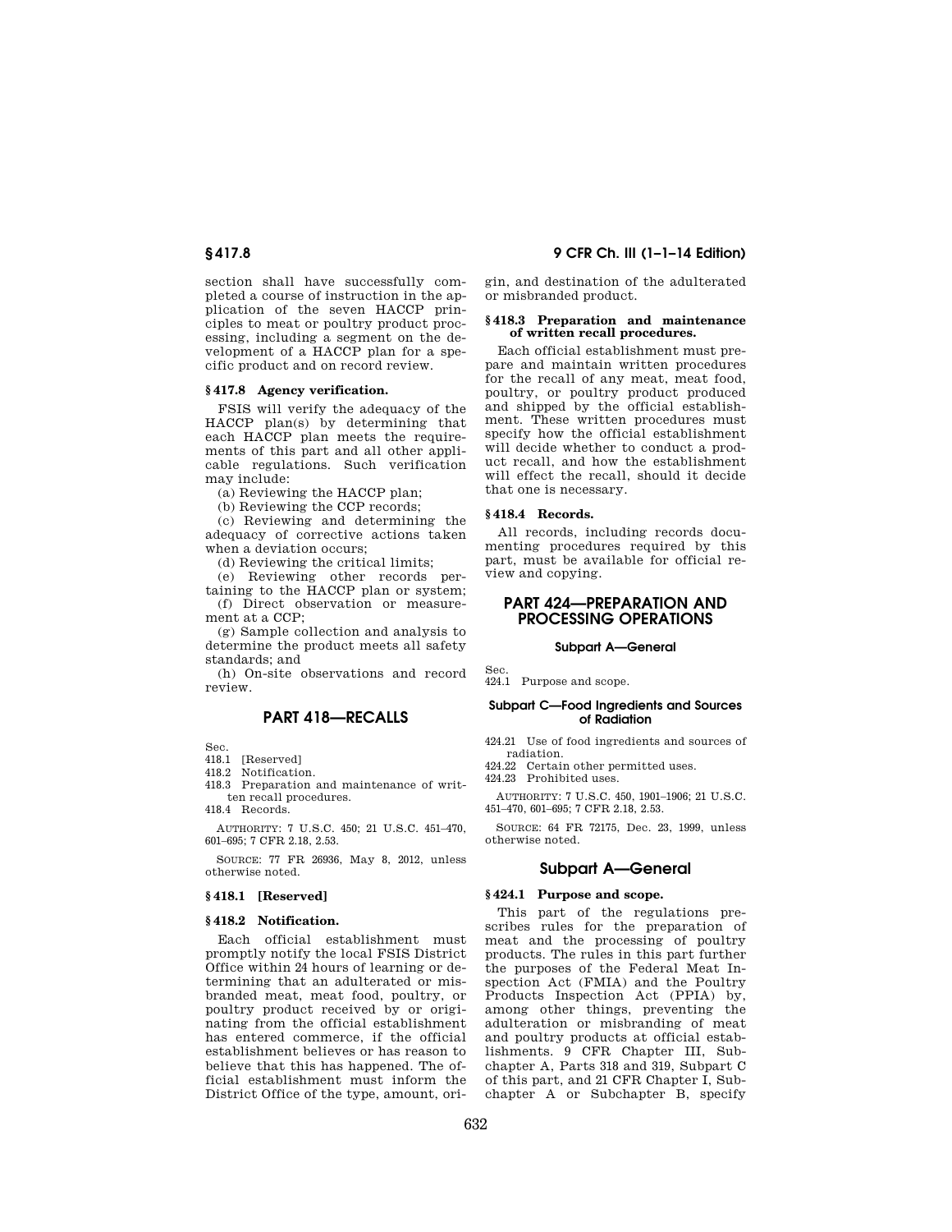section shall have successfully completed a course of instruction in the application of the seven HACCP principles to meat or poultry product processing, including a segment on the development of a HACCP plan for a specific product and on record review.

### § 417.8 Agency verification.

FSIS will verify the adequacy of the HACCP plan(s) by determining that each HACCP plan meets the requirements of this part and all other applicable regulations. Such verification may include:

(a) Reviewing the HACCP plan;

(b) Reviewing the CCP records;

(c) Reviewing and determining the adequacy of corrective actions taken when a deviation occurs;

(d) Reviewing the critical limits;

(e) Reviewing other records pertaining to the HACCP plan or system;

(f) Direct observation or measurement at a CCP;

(g) Sample collection and analysis to determine the product meets all safety standards; and

(h) On-site observations and record review.

## PART 418—RECALLS

Sec.
418.1 [Reserved]
418.2 Notification.
418.3 Preparation and maintenance of written recall procedures.
418.4 Records.

AUTHORITY: 7 U.S.C. 450; 21 U.S.C. 451–470, 601–695; 7 CFR 2.18, 2.53.

SOURCE: 77 FR 26936, May 8, 2012, unless otherwise noted.

### § 418.1 [Reserved]

### § 418.2 Notification.

Each official establishment must promptly notify the local FSIS District Office within 24 hours of learning or determining that an adulterated or misbranded meat, meat food, poultry, or poultry product received by or originating from the official establishment has entered commerce, if the official establishment believes or has reason to believe that this has happened. The official establishment must inform the District Office of the type, amount, origin, and destination of the adulterated or misbranded product.

### § 418.3 Preparation and maintenance of written recall procedures.

Each official establishment must prepare and maintain written procedures for the recall of any meat, meat food, poultry, or poultry product produced and shipped by the official establishment. These written procedures must specify how the official establishment will decide whether to conduct a product recall, and how the establishment will effect the recall, should it decide that one is necessary.

### § 418.4 Records.

All records, including records documenting procedures required by this part, must be available for official review and copying.

## PART 424—PREPARATION AND PROCESSING OPERATIONS

#### Subpart A—General

Sec.
424.1 Purpose and scope.

#### Subpart C—Food Ingredients and Sources of Radiation

424.21 Use of food ingredients and sources of radiation.
424.22 Certain other permitted uses.
424.23 Prohibited uses.

AUTHORITY: 7 U.S.C. 450, 1901–1906; 21 U.S.C. 451–470, 601–695; 7 CFR 2.18, 2.53.

SOURCE: 64 FR 72175, Dec. 23, 1999, unless otherwise noted.

## Subpart A—General

### § 424.1 Purpose and scope.

This part of the regulations prescribes rules for the preparation of meat and the processing of poultry products. The rules in this part further the purposes of the Federal Meat Inspection Act (FMIA) and the Poultry Products Inspection Act (PPIA) by, among other things, preventing the adulteration or misbranding of meat and poultry products at official establishments. 9 CFR Chapter III, Subchapter A, Parts 318 and 319, Subpart C of this part, and 21 CFR Chapter I, Subchapter A or Subchapter B, specify